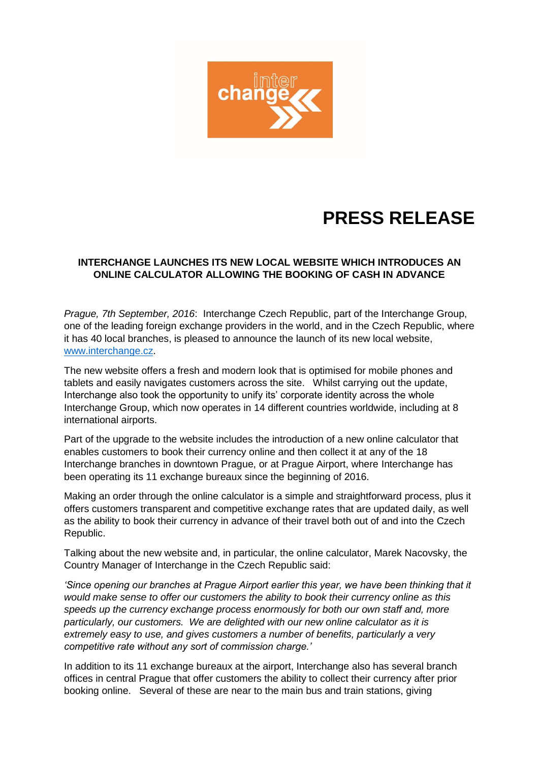# PRESS RELEASE

**INTERCHANGE LAUNCHES ITS NEW LOCAL WEBSITE WHICH INTRODUCES AN ONLINE CALCULATOR ALLOWING THE BOOKING OF CASH IN ADVANCE**

*Prague, 7th September, 2016*: Interchange Czech Republic, part of the Interchange Group, one of the leading foreign exchange providers in the world, and in the Czech Republic, where it has 40 local branches, is pleased to announce the launch of its new local website, [www.interchange.cz](www.interchange.cz).

The new website offers a fresh and modern look that is optimised for mobile phones and tablets and easily navigates customers across the site. Whilst carrying out the update, Interchange also took the opportunity to unify its' corporate identity across the whole Interchange Group, which now operates in 14 different countries worldwide, including at 8 international airports.

Part of the upgrade to the website includes the introduction of a new online calculator that enables customers to book their currency online and then collect it at any of the 18 Interchange branches in downtown Prague, or at Prague Airport, where Interchange has been operating its 11 exchange bureaux since the beginning of 2016.

Making an order through the online calculator is a simple and straightforward process, plus it offers customers transparent and competitive exchange rates that are updated daily, as well as the ability to book their currency in advance of their travel both out of and into the Czech Republic.

Talking about the new website and, in particular, the online calculator, Marek Nacovsky, the Country Manager of Interchange in the Czech Republic said:

*'Since opening our branches at Prague Airport earlier this year, we have been thinking that it would make sense to offer our customers the ability to book their currency online as this speeds up the currency exchange process enormously for both our own staff and, more particularly, our customers. We are delighted with our new online calculator as it is extremely easy to use, and gives customers a number of benefits, particularly a very competitive rate without any sort of commission charge.'*

In addition to its 11 exchange bureaux at the airport, Interchange also has several branch offices in central Prague that offer customers the ability to collect their currency after prior booking online. Several of these are near to the main bus and train stations, giving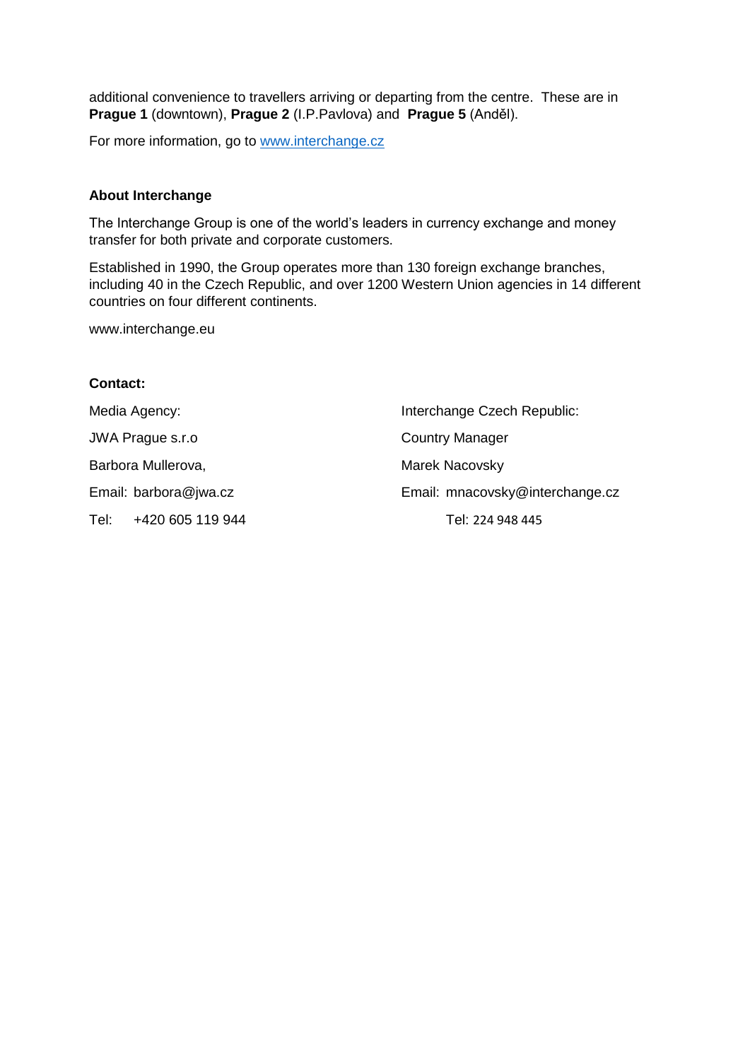additional convenience to travellers arriving or departing from the centre. These are in **Prague 1** (downtown), **Prague 2** (I.P.Pavlova) and **Prague 5** (Anděl).

For more information, go to [www.interchange.cz](http://www.interchange.cz)

**About Interchange**

The Interchange Group is one of the world's leaders in currency exchange and money transfer for both private and corporate customers.

Established in 1990, the Group operates more than 130 foreign exchange branches, including 40 in the Czech Republic, and over 1200 Western Union agencies in 14 different countries on four different continents.

www.interchange.eu

**Contact:**

| | |
|---|---|
| Media Agency: | Interchange Czech Republic: |
| JWA Prague s.r.o | Country Manager |
| Barbora Mullerova, | Marek Nacovsky |
| Email: barbora@jwa.cz | Email: mnacovsky@interchange.cz |
| Tel: +420 605 119 944 | Tel: 224 948 445 |